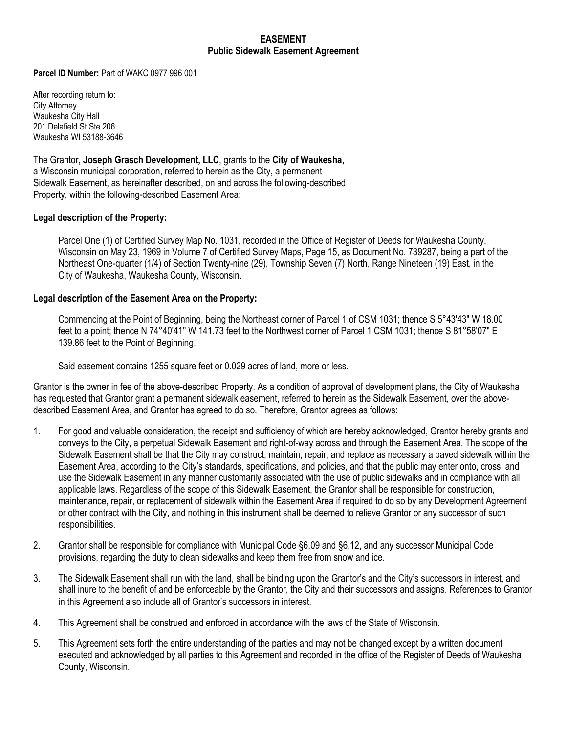# EASEMENT

## Public Sidewalk Easement Agreement

**Parcel ID Number:** Part of WAKC 0977 996 001

After recording return to:
City Attorney
Waukesha City Hall
201 Delafield St Ste 206
Waukesha WI 53188-3646

The Grantor, **Joseph Grasch Development, LLC**, grants to the **City of Waukesha**, a Wisconsin municipal corporation, referred to herein as the City, a permanent Sidewalk Easement, as hereinafter described, on and across the following-described Property, within the following-described Easement Area:

**Legal description of the Property:**

Parcel One (1) of Certified Survey Map No. 1031, recorded in the Office of Register of Deeds for Waukesha County, Wisconsin on May 23, 1969 in Volume 7 of Certified Survey Maps, Page 15, as Document No. 739287, being a part of the Northeast One-quarter (1/4) of Section Twenty-nine (29), Township Seven (7) North, Range Nineteen (19) East, in the City of Waukesha, Waukesha County, Wisconsin.

**Legal description of the Easement Area on the Property:**

Commencing at the Point of Beginning, being the Northeast corner of Parcel 1 of CSM 1031; thence S 5°43'43" W 18.00 feet to a point; thence N 74°40'41" W 141.73 feet to the Northwest corner of Parcel 1 CSM 1031; thence S 81°58'07" E 139.86 feet to the Point of Beginning.

Said easement contains 1255 square feet or 0.029 acres of land, more or less.

Grantor is the owner in fee of the above-described Property. As a condition of approval of development plans, the City of Waukesha has requested that Grantor grant a permanent sidewalk easement, referred to herein as the Sidewalk Easement, over the above-described Easement Area, and Grantor has agreed to do so. Therefore, Grantor agrees as follows:

1. For good and valuable consideration, the receipt and sufficiency of which are hereby acknowledged, Grantor hereby grants and conveys to the City, a perpetual Sidewalk Easement and right-of-way across and through the Easement Area. The scope of the Sidewalk Easement shall be that the City may construct, maintain, repair, and replace as necessary a paved sidewalk within the Easement Area, according to the City's standards, specifications, and policies, and that the public may enter onto, cross, and use the Sidewalk Easement in any manner customarily associated with the use of public sidewalks and in compliance with all applicable laws. Regardless of the scope of this Sidewalk Easement, the Grantor shall be responsible for construction, maintenance, repair, or replacement of sidewalk within the Easement Area if required to do so by any Development Agreement or other contract with the City, and nothing in this instrument shall be deemed to relieve Grantor or any successor of such responsibilities.

2. Grantor shall be responsible for compliance with Municipal Code §6.09 and §6.12, and any successor Municipal Code provisions, regarding the duty to clean sidewalks and keep them free from snow and ice.

3. The Sidewalk Easement shall run with the land, shall be binding upon the Grantor's and the City's successors in interest, and shall inure to the benefit of and be enforceable by the Grantor, the City and their successors and assigns. References to Grantor in this Agreement also include all of Grantor's successors in interest.

4. This Agreement shall be construed and enforced in accordance with the laws of the State of Wisconsin.

5. This Agreement sets forth the entire understanding of the parties and may not be changed except by a written document executed and acknowledged by all parties to this Agreement and recorded in the office of the Register of Deeds of Waukesha County, Wisconsin.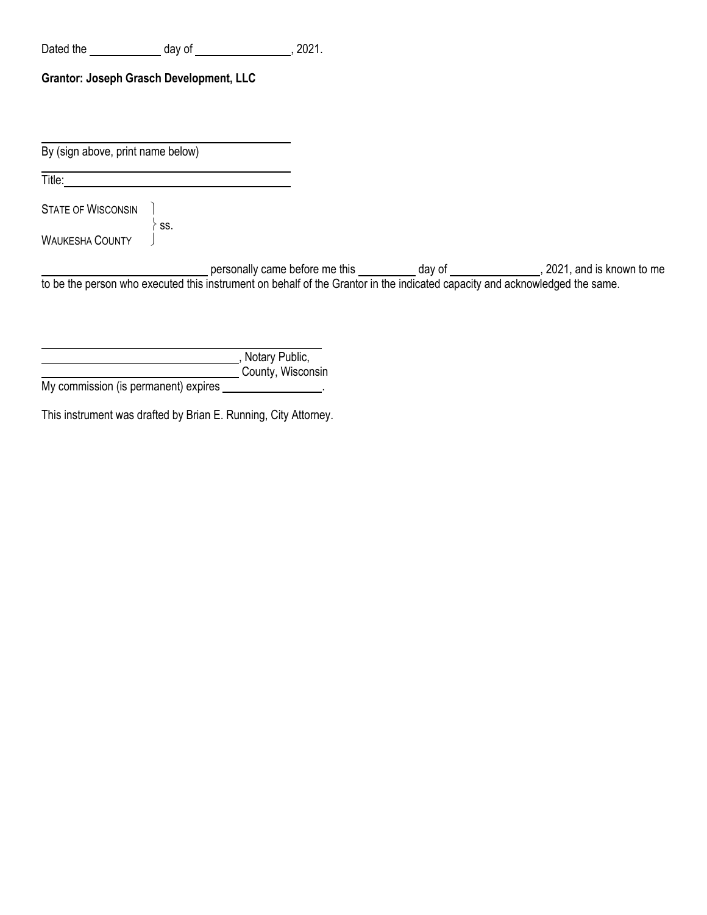Dated the \_\_\_\_\_\_\_\_\_\_\_\_ day of \_\_\_\_\_\_\_\_\_\_\_\_\_\_\_\_, 2021.

**Grantor: Joseph Grasch Development, LLC**

\_\_\_\_\_\_\_\_\_\_\_\_\_\_\_\_\_\_\_\_\_\_\_\_\_\_\_\_\_\_\_\_\_\_\_\_\_\_\_\_

By (sign above, print name below)

\_\_\_\_\_\_\_\_\_\_\_\_\_\_\_\_\_\_\_\_\_\_\_\_\_\_\_\_\_\_\_\_\_\_\_\_\_\_\_\_

Title:\_\_\_\_\_\_\_\_\_\_\_\_\_\_\_\_\_\_\_\_\_\_\_\_\_\_\_\_\_\_\_\_\_\_\_\_

STATE OF WISCONSIN }
} ss.
WAUKESHA COUNTY }

\_\_\_\_\_\_\_\_\_\_\_\_\_\_\_\_\_\_\_\_\_\_\_\_\_\_\_\_ personally came before me this \_\_\_\_\_\_\_\_\_\_ day of \_\_\_\_\_\_\_\_\_\_\_\_\_\_\_\_, 2021, and is known to me to be the person who executed this instrument on behalf of the Grantor in the indicated capacity and acknowledged the same.

\_\_\_\_\_\_\_\_\_\_\_\_\_\_\_\_\_\_\_\_\_\_\_\_\_\_\_\_\_\_\_\_\_\_\_\_\_\_\_\_\_\_\_\_\_\_\_\_

\_\_\_\_\_\_\_\_\_\_\_\_\_\_\_\_\_\_\_\_\_\_\_\_\_\_\_\_\_\_\_\_\_\_\_\_, Notary Public,

\_\_\_\_\_\_\_\_\_\_\_\_\_\_\_\_\_\_\_\_\_\_\_\_\_\_\_\_\_\_\_\_\_\_\_\_ County, Wisconsin

My commission (is permanent) expires \_\_\_\_\_\_\_\_\_\_\_\_\_\_\_\_\_\_.

This instrument was drafted by Brian E. Running, City Attorney.